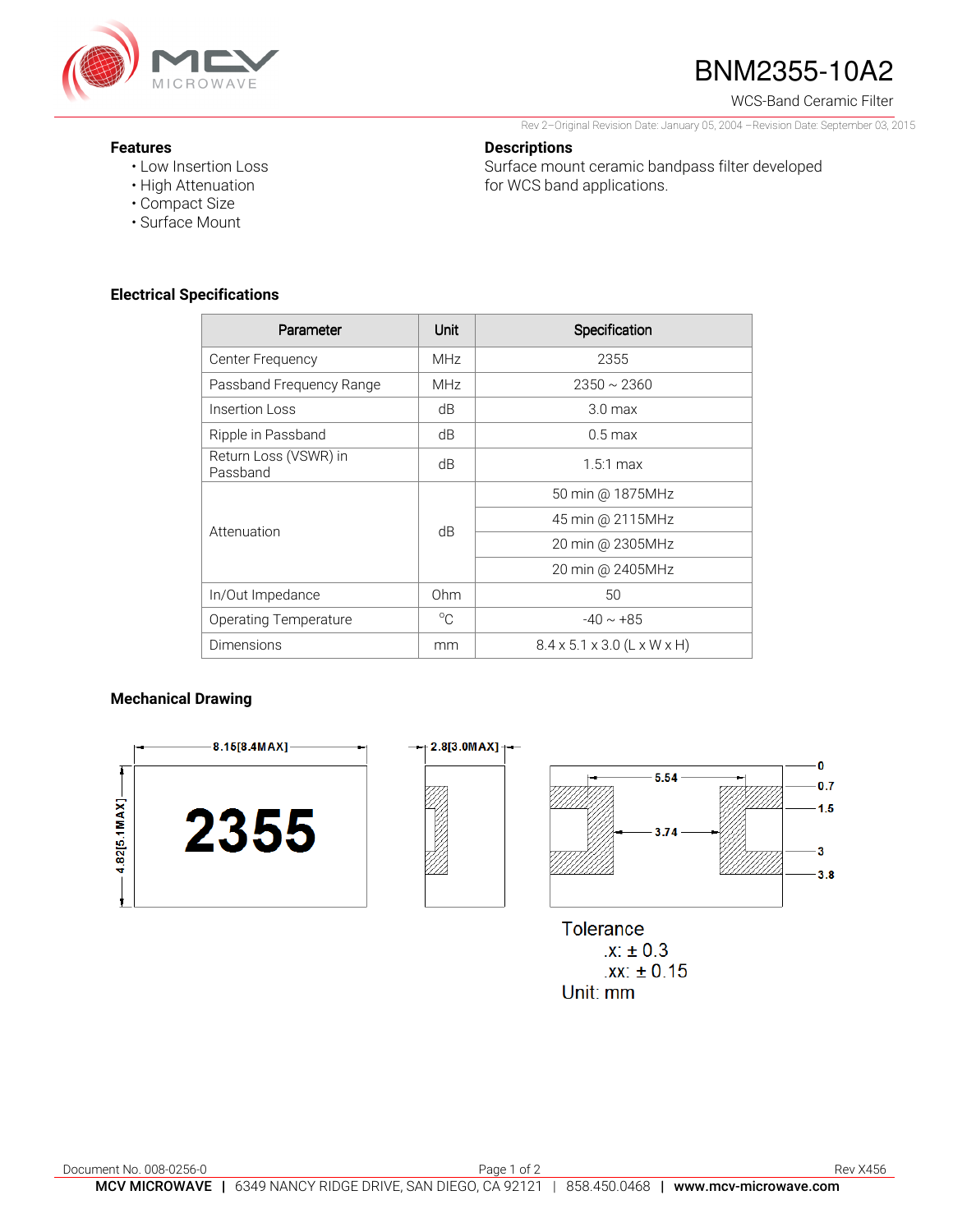# BNM2355-10A2

WCS-Band Ceramic Filter

Rev 2–Original Revision Date: January 05, 2004 –Revision Date: September 03, 2015

## Features

- Low Insertion Loss
- High Attenuation
- Compact Size
- Surface Mount

## Descriptions

Surface mount ceramic bandpass filter developed for WCS band applications.

## Electrical Specifications

| Parameter | Unit | Specification |
|---|---|---|
| Center Frequency | MHz | 2355 |
| Passband Frequency Range | MHz | 2350 ~ 2360 |
| Insertion Loss | dB | 3.0 max |
| Ripple in Passband | dB | 0.5 max |
| Return Loss (VSWR) in Passband | dB | 1.5:1 max |
| Attenuation | dB | 50 min @ 1875MHz |
| | | 45 min @ 2115MHz |
| | | 20 min @ 2305MHz |
| | | 20 min @ 2405MHz |
| In/Out Impedance | Ohm | 50 |
| Operating Temperature | °C | -40 ~ +85 |
| Dimensions | mm | 8.4 x 5.1 x 3.0 (L x W x H) |

## Mechanical Drawing

8.15[8.4MAX]

4.82[5.1MAX]

2355

2.8[3.0MAX]

5.54

3.74

0

0.7

1.5

3

3.8

Tolerance
.x: ± 0.3
.xx: ± 0.15
Unit: mm

Document No. 008-0256-0

Rev X456

**MCV MICROWAVE** | 6349 NANCY RIDGE DRIVE, SAN DIEGO, CA 92121 | 858.450.0468 | **www.mcv-microwave.com**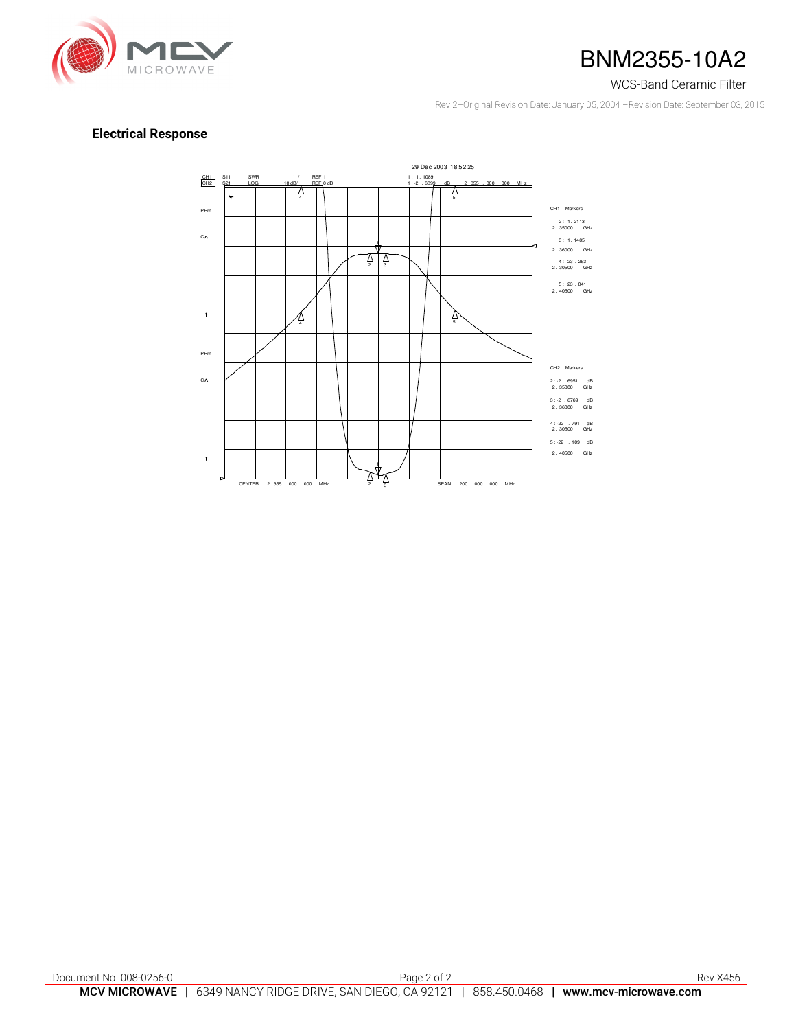# BNM2355-10A2

WCS-Band Ceramic Filter

Rev 2—Original Revision Date: January 05, 2004 –Revision Date: September 03, 2015

## Electrical Response

29 Dec 2003 18:52:25

CH1 S11 SWR 1 / REF 1

CH2 S21 LOG 10 dB/ REF 0 dB

1: 1.1089

1: -2.6399 dB 2 355.000 000 MHz

PRm

C∆

PRm

C∆

CENTER 2 355.000 000 MHz

SPAN 200.000 000 MHz

CH1 Markers

2: 1.2113
2.35000 GHz

3: 1.1485
2.36000 GHz

4: 23.253
2.30500 GHz

5: 23.041
2.40500 GHz

CH2 Markers

2: -2.6951 dB
2.35000 GHz

3: -2.6769 dB
2.36000 GHz

4: -22.791 dB
2.30500 GHz

5: -22.109 dB
2.40500 GHz

Document No. 008-0256-0

Rev X456

**MCV MICROWAVE** | 6349 NANCY RIDGE DRIVE, SAN DIEGO, CA 92121 | 858.450.0468 | **www.mcv-microwave.com**